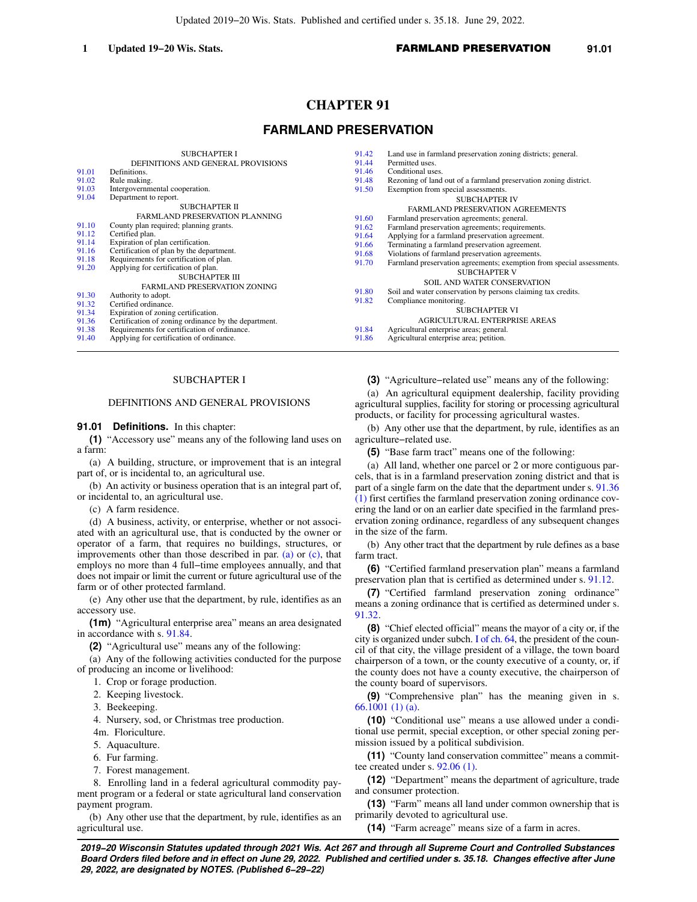# CHAPTER 91

## FARMLAND PRESERVATION

SUBCHAPTER I
DEFINITIONS AND GENERAL PROVISIONS

| | |
|---|---|
| 91.01 | Definitions. |
| 91.02 | Rule making. |
| 91.03 | Intergovernmental cooperation. |
| 91.04 | Department to report. |

SUBCHAPTER II
FARMLAND PRESERVATION PLANNING

| | |
|---|---|
| 91.10 | County plan required; planning grants. |
| 91.12 | Certified plan. |
| 91.14 | Expiration of plan certification. |
| 91.16 | Certification of plan by the department. |
| 91.18 | Requirements for certification of plan. |
| 91.20 | Applying for certification of plan. |

SUBCHAPTER III
FARMLAND PRESERVATION ZONING

| | |
|---|---|
| 91.30 | Authority to adopt. |
| 91.32 | Certified ordinance. |
| 91.34 | Expiration of zoning certification. |
| 91.36 | Certification of zoning ordinance by the department. |
| 91.38 | Requirements for certification of ordinance. |
| 91.40 | Applying for certification of ordinance. |
| 91.42 | Land use in farmland preservation zoning districts; general. |
| 91.44 | Permitted uses. |
| 91.46 | Conditional uses. |
| 91.48 | Rezoning of land out of a farmland preservation zoning district. |
| 91.50 | Exemption from special assessments. |

SUBCHAPTER IV
FARMLAND PRESERVATION AGREEMENTS

| | |
|---|---|
| 91.60 | Farmland preservation agreements; general. |
| 91.62 | Farmland preservation agreements; requirements. |
| 91.64 | Applying for a farmland preservation agreement. |
| 91.66 | Terminating a farmland preservation agreement. |
| 91.68 | Violations of farmland preservation agreements. |
| 91.70 | Farmland preservation agreements; exemption from special assessments. |

SUBCHAPTER V
SOIL AND WATER CONSERVATION

| | |
|---|---|
| 91.80 | Soil and water conservation by persons claiming tax credits. |
| 91.82 | Compliance monitoring. |

SUBCHAPTER VI
AGRICULTURAL ENTERPRISE AREAS

| | |
|---|---|
| 91.84 | Agricultural enterprise areas; general. |
| 91.86 | Agricultural enterprise area; petition. |

SUBCHAPTER I

DEFINITIONS AND GENERAL PROVISIONS

**91.01 Definitions.** In this chapter:

**(1)** "Accessory use" means any of the following land uses on a farm:

(a) A building, structure, or improvement that is an integral part of, or is incidental to, an agricultural use.

(b) An activity or business operation that is an integral part of, or incidental to, an agricultural use.

(c) A farm residence.

(d) A business, activity, or enterprise, whether or not associated with an agricultural use, that is conducted by the owner or operator of a farm, that requires no buildings, structures, or improvements other than those described in par. (a) or (c), that employs no more than 4 full−time employees annually, and that does not impair or limit the current or future agricultural use of the farm or of other protected farmland.

(e) Any other use that the department, by rule, identifies as an accessory use.

**(1m)** "Agricultural enterprise area" means an area designated in accordance with s. 91.84.

**(2)** "Agricultural use" means any of the following:

(a) Any of the following activities conducted for the purpose of producing an income or livelihood:

1. Crop or forage production.
2. Keeping livestock.
3. Beekeeping.
4. Nursery, sod, or Christmas tree production.

4m. Floriculture.

5. Aquaculture.
6. Fur farming.
7. Forest management.
8. Enrolling land in a federal agricultural commodity payment program or a federal or state agricultural land conservation payment program.

(b) Any other use that the department, by rule, identifies as an agricultural use.

**(3)** "Agriculture−related use" means any of the following:

(a) An agricultural equipment dealership, facility providing agricultural supplies, facility for storing or processing agricultural products, or facility for processing agricultural wastes.

(b) Any other use that the department, by rule, identifies as an agriculture−related use.

**(5)** "Base farm tract" means one of the following:

(a) All land, whether one parcel or 2 or more contiguous parcels, that is in a farmland preservation zoning district and that is part of a single farm on the date that the department under s. 91.36 (1) first certifies the farmland preservation zoning ordinance covering the land or on an earlier date specified in the farmland preservation zoning ordinance, regardless of any subsequent changes in the size of the farm.

(b) Any other tract that the department by rule defines as a base farm tract.

**(6)** "Certified farmland preservation plan" means a farmland preservation plan that is certified as determined under s. 91.12.

**(7)** "Certified farmland preservation zoning ordinance" means a zoning ordinance that is certified as determined under s. 91.32.

**(8)** "Chief elected official" means the mayor of a city or, if the city is organized under subch. I of ch. 64, the president of the council of that city, the village president of a village, the town board chairperson of a town, or the county executive of a county, or, if the county does not have a county executive, the chairperson of the county board of supervisors.

**(9)** "Comprehensive plan" has the meaning given in s. 66.1001 (1) (a).

**(10)** "Conditional use" means a use allowed under a conditional use permit, special exception, or other special zoning permission issued by a political subdivision.

**(11)** "County land conservation committee" means a committee created under s. 92.06 (1).

**(12)** "Department" means the department of agriculture, trade and consumer protection.

**(13)** "Farm" means all land under common ownership that is primarily devoted to agricultural use.

**(14)** "Farm acreage" means size of a farm in acres.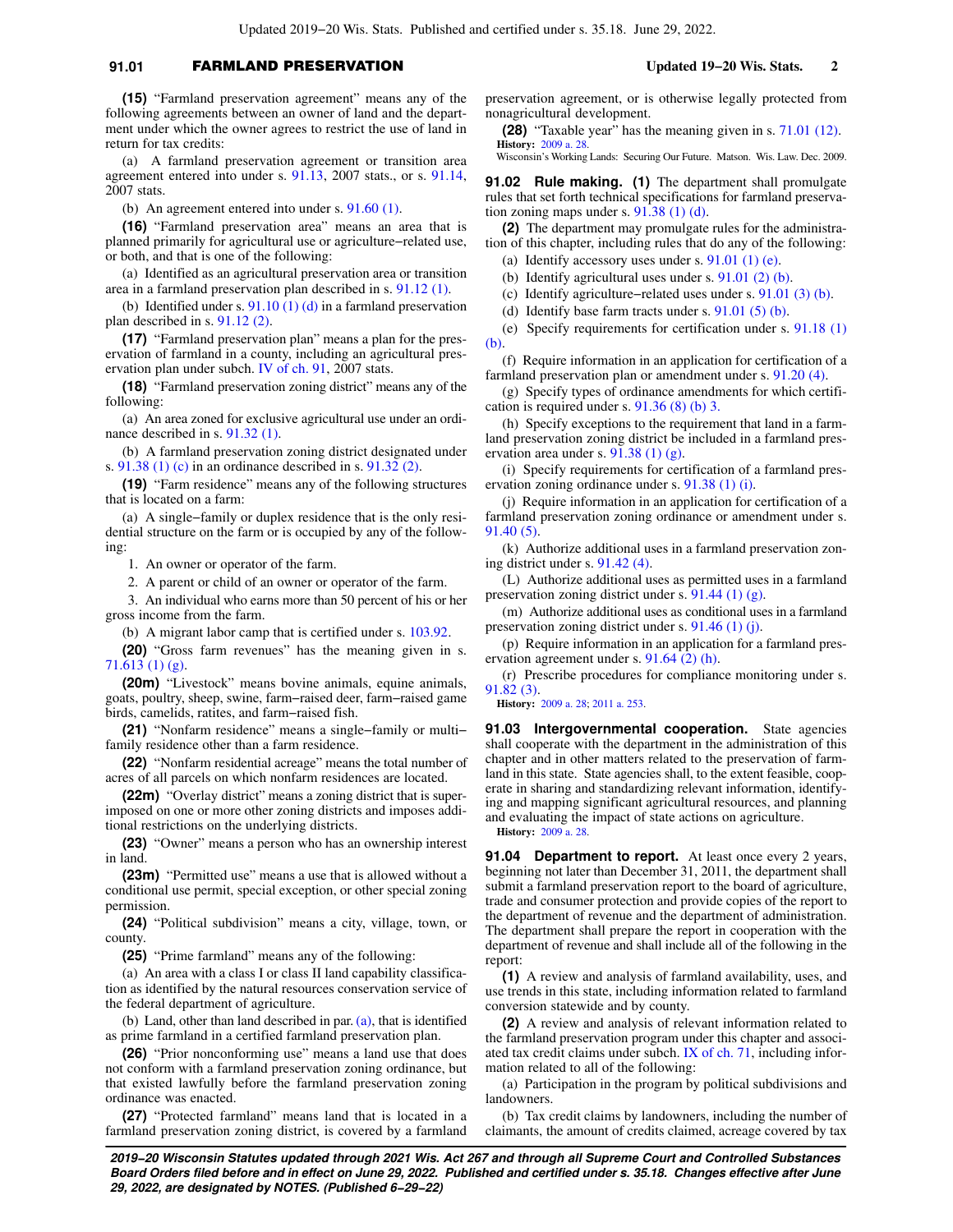**(15)** "Farmland preservation agreement" means any of the following agreements between an owner of land and the department under which the owner agrees to restrict the use of land in return for tax credits:

(a) A farmland preservation agreement or transition area agreement entered into under s. 91.13, 2007 stats., or s. 91.14, 2007 stats.

(b) An agreement entered into under s. 91.60 (1).

**(16)** "Farmland preservation area" means an area that is planned primarily for agricultural use or agriculture−related use, or both, and that is one of the following:

(a) Identified as an agricultural preservation area or transition area in a farmland preservation plan described in s. 91.12 (1).

(b) Identified under s. 91.10 (1) (d) in a farmland preservation plan described in s. 91.12 (2).

**(17)** "Farmland preservation plan" means a plan for the preservation of farmland in a county, including an agricultural preservation plan under subch. IV of ch. 91, 2007 stats.

**(18)** "Farmland preservation zoning district" means any of the following:

(a) An area zoned for exclusive agricultural use under an ordinance described in s. 91.32 (1).

(b) A farmland preservation zoning district designated under s. 91.38 (1) (c) in an ordinance described in s. 91.32 (2).

**(19)** "Farm residence" means any of the following structures that is located on a farm:

(a) A single−family or duplex residence that is the only residential structure on the farm or is occupied by any of the following:

1. An owner or operator of the farm.

2. A parent or child of an owner or operator of the farm.

3. An individual who earns more than 50 percent of his or her gross income from the farm.

(b) A migrant labor camp that is certified under s. 103.92.

**(20)** "Gross farm revenues" has the meaning given in s. 71.613 (1) (g).

**(20m)** "Livestock" means bovine animals, equine animals, goats, poultry, sheep, swine, farm−raised deer, farm−raised game birds, camelids, ratites, and farm−raised fish.

**(21)** "Nonfarm residence" means a single−family or multi−family residence other than a farm residence.

**(22)** "Nonfarm residential acreage" means the total number of acres of all parcels on which nonfarm residences are located.

**(22m)** "Overlay district" means a zoning district that is superimposed on one or more other zoning districts and imposes additional restrictions on the underlying districts.

**(23)** "Owner" means a person who has an ownership interest in land.

**(23m)** "Permitted use" means a use that is allowed without a conditional use permit, special exception, or other special zoning permission.

**(24)** "Political subdivision" means a city, village, town, or county.

**(25)** "Prime farmland" means any of the following:

(a) An area with a class I or class II land capability classification as identified by the natural resources conservation service of the federal department of agriculture.

(b) Land, other than land described in par. (a), that is identified as prime farmland in a certified farmland preservation plan.

**(26)** "Prior nonconforming use" means a land use that does not conform with a farmland preservation zoning ordinance, but that existed lawfully before the farmland preservation zoning ordinance was enacted.

**(27)** "Protected farmland" means land that is located in a farmland preservation zoning district, is covered by a farmland preservation agreement, or is otherwise legally protected from nonagricultural development.

**(28)** "Taxable year" has the meaning given in s. 71.01 (12).

**History:** 2009 a. 28.

Wisconsin's Working Lands: Securing Our Future. Matson. Wis. Law. Dec. 2009.

**91.02 Rule making.** **(1)** The department shall promulgate rules that set forth technical specifications for farmland preservation zoning maps under s. 91.38 (1) (d).

**(2)** The department may promulgate rules for the administration of this chapter, including rules that do any of the following:

(a) Identify accessory uses under s. 91.01 (1) (e).

(b) Identify agricultural uses under s. 91.01 (2) (b).

(c) Identify agriculture−related uses under s. 91.01 (3) (b).

(d) Identify base farm tracts under s. 91.01 (5) (b).

(e) Specify requirements for certification under s. 91.18 (1) (b).

(f) Require information in an application for certification of a farmland preservation plan or amendment under s. 91.20 (4).

(g) Specify types of ordinance amendments for which certification is required under s. 91.36 (8) (b) 3.

(h) Specify exceptions to the requirement that land in a farmland preservation zoning district be included in a farmland preservation area under s. 91.38 (1) (g).

(i) Specify requirements for certification of a farmland preservation zoning ordinance under s. 91.38 (1) (i).

(j) Require information in an application for certification of a farmland preservation zoning ordinance or amendment under s. 91.40 (5).

(k) Authorize additional uses in a farmland preservation zoning district under s. 91.42 (4).

(L) Authorize additional uses as permitted uses in a farmland preservation zoning district under s. 91.44 (1) (g).

(m) Authorize additional uses as conditional uses in a farmland preservation zoning district under s. 91.46 (1) (j).

(p) Require information in an application for a farmland preservation agreement under s. 91.64 (2) (h).

(r) Prescribe procedures for compliance monitoring under s. 91.82 (3).

**History:** 2009 a. 28; 2011 a. 253.

**91.03 Intergovernmental cooperation.** State agencies shall cooperate with the department in the administration of this chapter and in other matters related to the preservation of farmland in this state. State agencies shall, to the extent feasible, cooperate in sharing and standardizing relevant information, identifying and mapping significant agricultural resources, and planning and evaluating the impact of state actions on agriculture.

**History:** 2009 a. 28.

**91.04 Department to report.** At least once every 2 years, beginning not later than December 31, 2011, the department shall submit a farmland preservation report to the board of agriculture, trade and consumer protection and provide copies of the report to the department of revenue and the department of administration. The department shall prepare the report in cooperation with the department of revenue and shall include all of the following in the report:

**(1)** A review and analysis of farmland availability, uses, and use trends in this state, including information related to farmland conversion statewide and by county.

**(2)** A review and analysis of relevant information related to the farmland preservation program under this chapter and associated tax credit claims under subch. IX of ch. 71, including information related to all of the following:

(a) Participation in the program by political subdivisions and landowners.

(b) Tax credit claims by landowners, including the number of claimants, the amount of credits claimed, acreage covered by tax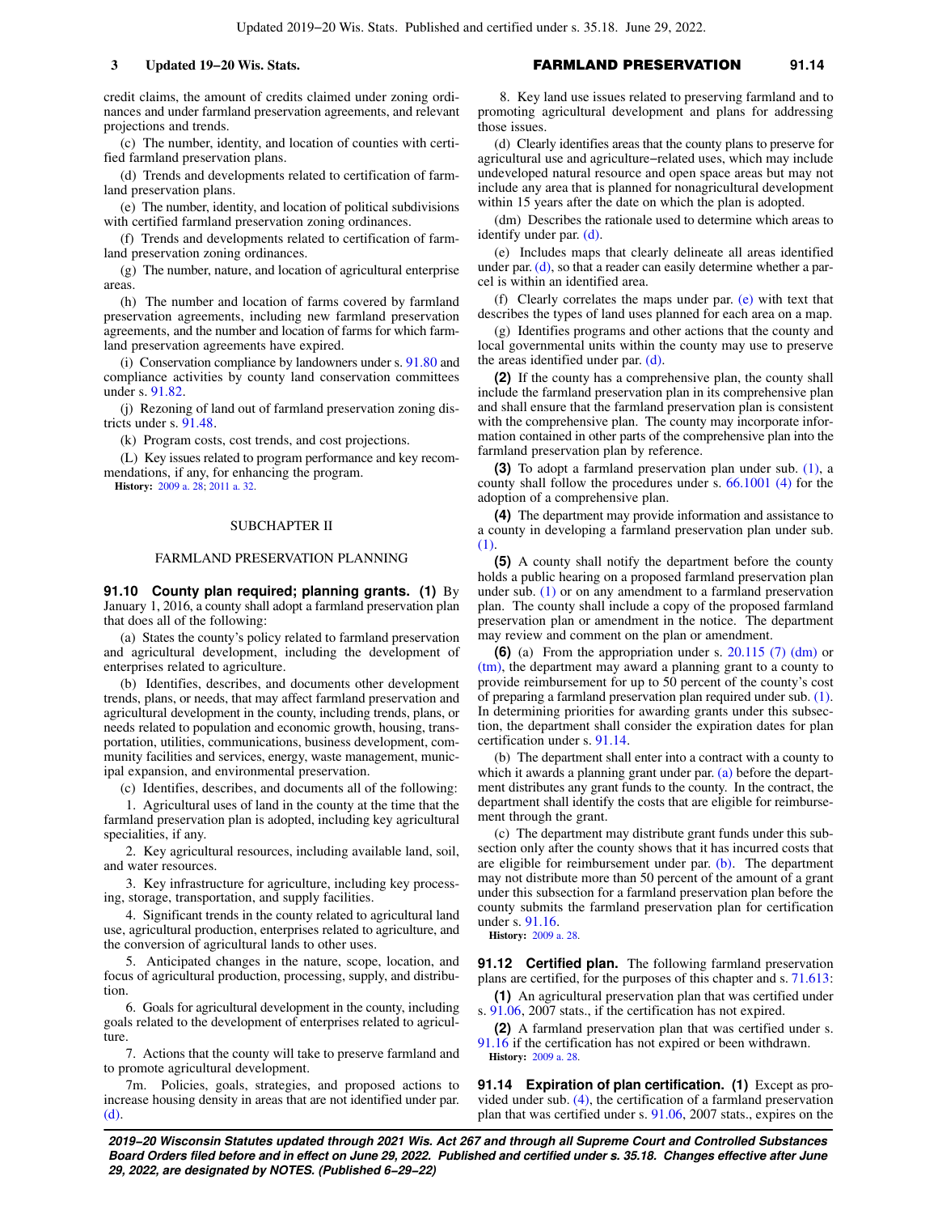credit claims, the amount of credits claimed under zoning ordinances and under farmland preservation agreements, and relevant projections and trends.

(c) The number, identity, and location of counties with certified farmland preservation plans.

(d) Trends and developments related to certification of farmland preservation plans.

(e) The number, identity, and location of political subdivisions with certified farmland preservation zoning ordinances.

(f) Trends and developments related to certification of farmland preservation zoning ordinances.

(g) The number, nature, and location of agricultural enterprise areas.

(h) The number and location of farms covered by farmland preservation agreements, including new farmland preservation agreements, and the number and location of farms for which farmland preservation agreements have expired.

(i) Conservation compliance by landowners under s. 91.80 and compliance activities by county land conservation committees under s. 91.82.

(j) Rezoning of land out of farmland preservation zoning districts under s. 91.48.

(k) Program costs, cost trends, and cost projections.

(L) Key issues related to program performance and key recommendations, if any, for enhancing the program.

**History:** 2009 a. 28; 2011 a. 32.

## SUBCHAPTER II

## FARMLAND PRESERVATION PLANNING

**91.10 County plan required; planning grants. (1)** By January 1, 2016, a county shall adopt a farmland preservation plan that does all of the following:

(a) States the county's policy related to farmland preservation and agricultural development, including the development of enterprises related to agriculture.

(b) Identifies, describes, and documents other development trends, plans, or needs, that may affect farmland preservation and agricultural development in the county, including trends, plans, or needs related to population and economic growth, housing, transportation, utilities, communications, business development, community facilities and services, energy, waste management, municipal expansion, and environmental preservation.

(c) Identifies, describes, and documents all of the following:

1. Agricultural uses of land in the county at the time that the farmland preservation plan is adopted, including key agricultural specialities, if any.

2. Key agricultural resources, including available land, soil, and water resources.

3. Key infrastructure for agriculture, including key processing, storage, transportation, and supply facilities.

4. Significant trends in the county related to agricultural land use, agricultural production, enterprises related to agriculture, and the conversion of agricultural lands to other uses.

5. Anticipated changes in the nature, scope, location, and focus of agricultural production, processing, supply, and distribution.

6. Goals for agricultural development in the county, including goals related to the development of enterprises related to agriculture.

7. Actions that the county will take to preserve farmland and to promote agricultural development.

7m. Policies, goals, strategies, and proposed actions to increase housing density in areas that are not identified under par. (d).

8. Key land use issues related to preserving farmland and to promoting agricultural development and plans for addressing those issues.

(d) Clearly identifies areas that the county plans to preserve for agricultural use and agriculture-related uses, which may include undeveloped natural resource and open space areas but may not include any area that is planned for nonagricultural development within 15 years after the date on which the plan is adopted.

(dm) Describes the rationale used to determine which areas to identify under par. (d).

(e) Includes maps that clearly delineate all areas identified under par. (d), so that a reader can easily determine whether a parcel is within an identified area.

(f) Clearly correlates the maps under par. (e) with text that describes the types of land uses planned for each area on a map.

(g) Identifies programs and other actions that the county and local governmental units within the county may use to preserve the areas identified under par. (d).

**(2)** If the county has a comprehensive plan, the county shall include the farmland preservation plan in its comprehensive plan and shall ensure that the farmland preservation plan is consistent with the comprehensive plan. The county may incorporate information contained in other parts of the comprehensive plan into the farmland preservation plan by reference.

**(3)** To adopt a farmland preservation plan under sub. (1), a county shall follow the procedures under s. 66.1001 (4) for the adoption of a comprehensive plan.

**(4)** The department may provide information and assistance to a county in developing a farmland preservation plan under sub. (1).

**(5)** A county shall notify the department before the county holds a public hearing on a proposed farmland preservation plan under sub. (1) or on any amendment to a farmland preservation plan. The county shall include a copy of the proposed farmland preservation plan or amendment in the notice. The department may review and comment on the plan or amendment.

**(6)** (a) From the appropriation under s. 20.115 (7) (dm) or (tm), the department may award a planning grant to a county to provide reimbursement for up to 50 percent of the county's cost of preparing a farmland preservation plan required under sub. (1). In determining priorities for awarding grants under this subsection, the department shall consider the expiration dates for plan certification under s. 91.14.

(b) The department shall enter into a contract with a county to which it awards a planning grant under par. (a) before the department distributes any grant funds to the county. In the contract, the department shall identify the costs that are eligible for reimbursement through the grant.

(c) The department may distribute grant funds under this subsection only after the county shows that it has incurred costs that are eligible for reimbursement under par. (b). The department may not distribute more than 50 percent of the amount of a grant under this subsection for a farmland preservation plan before the county submits the farmland preservation plan for certification under s. 91.16.

**History:** 2009 a. 28.

**91.12 Certified plan.** The following farmland preservation plans are certified, for the purposes of this chapter and s. 71.613:

**(1)** An agricultural preservation plan that was certified under s. 91.06, 2007 stats., if the certification has not expired.

**(2)** A farmland preservation plan that was certified under s. 91.16 if the certification has not expired or been withdrawn.

**History:** 2009 a. 28.

**91.14 Expiration of plan certification. (1)** Except as provided under sub. (4), the certification of a farmland preservation plan that was certified under s. 91.06, 2007 stats., expires on the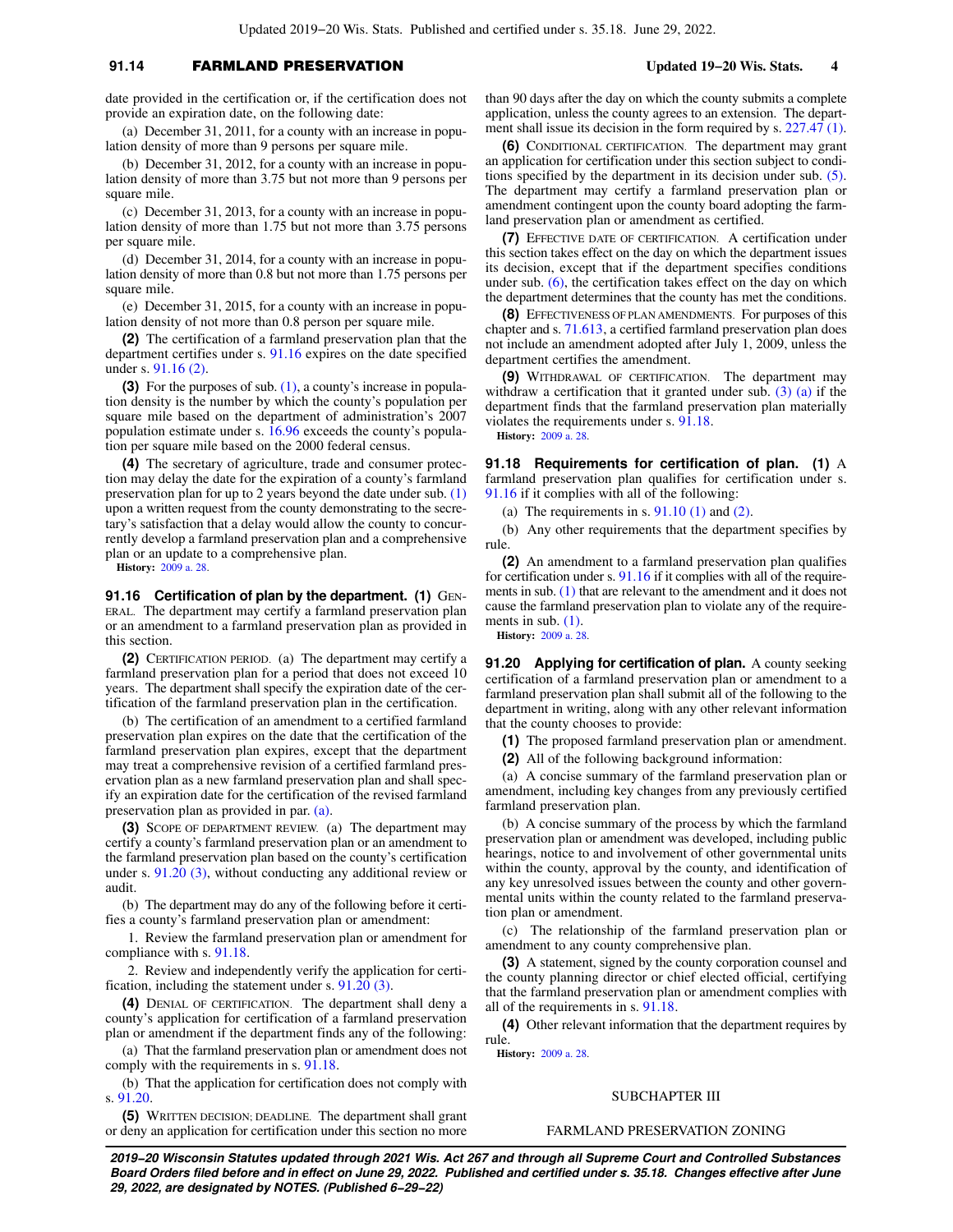date provided in the certification or, if the certification does not provide an expiration date, on the following date:

(a) December 31, 2011, for a county with an increase in population density of more than 9 persons per square mile.

(b) December 31, 2012, for a county with an increase in population density of more than 3.75 but not more than 9 persons per square mile.

(c) December 31, 2013, for a county with an increase in population density of more than 1.75 but not more than 3.75 persons per square mile.

(d) December 31, 2014, for a county with an increase in population density of more than 0.8 but not more than 1.75 persons per square mile.

(e) December 31, 2015, for a county with an increase in population density of not more than 0.8 person per square mile.

**(2)** The certification of a farmland preservation plan that the department certifies under s. 91.16 expires on the date specified under s. 91.16 (2).

**(3)** For the purposes of sub. (1), a county's increase in population density is the number by which the county's population per square mile based on the department of administration's 2007 population estimate under s. 16.96 exceeds the county's population per square mile based on the 2000 federal census.

**(4)** The secretary of agriculture, trade and consumer protection may delay the date for the expiration of a county's farmland preservation plan for up to 2 years beyond the date under sub. (1) upon a written request from the county demonstrating to the secretary's satisfaction that a delay would allow the county to concurrently develop a farmland preservation plan and a comprehensive plan or an update to a comprehensive plan.

**History:** 2009 a. 28.

**91.16 Certification of plan by the department.** **(1)** GENERAL. The department may certify a farmland preservation plan or an amendment to a farmland preservation plan as provided in this section.

**(2)** CERTIFICATION PERIOD. (a) The department may certify a farmland preservation plan for a period that does not exceed 10 years. The department shall specify the expiration date of the certification of the farmland preservation plan in the certification.

(b) The certification of an amendment to a certified farmland preservation plan expires on the date that the certification of the farmland preservation plan expires, except that the department may treat a comprehensive revision of a certified farmland preservation plan as a new farmland preservation plan and shall specify an expiration date for the certification of the revised farmland preservation plan as provided in par. (a).

**(3)** SCOPE OF DEPARTMENT REVIEW. (a) The department may certify a county's farmland preservation plan or an amendment to the farmland preservation plan based on the county's certification under s. 91.20 (3), without conducting any additional review or audit.

(b) The department may do any of the following before it certifies a county's farmland preservation plan or amendment:

1. Review the farmland preservation plan or amendment for compliance with s. 91.18.

2. Review and independently verify the application for certification, including the statement under s. 91.20 (3).

**(4)** DENIAL OF CERTIFICATION. The department shall deny a county's application for certification of a farmland preservation plan or amendment if the department finds any of the following:

(a) That the farmland preservation plan or amendment does not comply with the requirements in s. 91.18.

(b) That the application for certification does not comply with s. 91.20.

**(5)** WRITTEN DECISION; DEADLINE. The department shall grant or deny an application for certification under this section no more than 90 days after the day on which the county submits a complete application, unless the county agrees to an extension. The department shall issue its decision in the form required by s. 227.47 (1).

**(6)** CONDITIONAL CERTIFICATION. The department may grant an application for certification under this section subject to conditions specified by the department in its decision under sub. (5). The department may certify a farmland preservation plan or amendment contingent upon the county board adopting the farmland preservation plan or amendment as certified.

**(7)** EFFECTIVE DATE OF CERTIFICATION. A certification under this section takes effect on the day on which the department issues its decision, except that if the department specifies conditions under sub. (6), the certification takes effect on the day on which the department determines that the county has met the conditions.

**(8)** EFFECTIVENESS OF PLAN AMENDMENTS. For purposes of this chapter and s. 71.613, a certified farmland preservation plan does not include an amendment adopted after July 1, 2009, unless the department certifies the amendment.

**(9)** WITHDRAWAL OF CERTIFICATION. The department may withdraw a certification that it granted under sub. (3) (a) if the department finds that the farmland preservation plan materially violates the requirements under s. 91.18.

**History:** 2009 a. 28.

**91.18 Requirements for certification of plan.** **(1)** A farmland preservation plan qualifies for certification under s. 91.16 if it complies with all of the following:

(a) The requirements in s. 91.10 (1) and (2).

(b) Any other requirements that the department specifies by rule.

**(2)** An amendment to a farmland preservation plan qualifies for certification under s. 91.16 if it complies with all of the requirements in sub. (1) that are relevant to the amendment and it does not cause the farmland preservation plan to violate any of the requirements in sub. (1).

**History:** 2009 a. 28.

**91.20 Applying for certification of plan.** A county seeking certification of a farmland preservation plan or amendment to a farmland preservation plan shall submit all of the following to the department in writing, along with any other relevant information that the county chooses to provide:

**(1)** The proposed farmland preservation plan or amendment.

**(2)** All of the following background information:

(a) A concise summary of the farmland preservation plan or amendment, including key changes from any previously certified farmland preservation plan.

(b) A concise summary of the process by which the farmland preservation plan or amendment was developed, including public hearings, notice to and involvement of other governmental units within the county, approval by the county, and identification of any key unresolved issues between the county and other governmental units within the county related to the farmland preservation plan or amendment.

(c) The relationship of the farmland preservation plan or amendment to any county comprehensive plan.

**(3)** A statement, signed by the county corporation counsel and the county planning director or chief elected official, certifying that the farmland preservation plan or amendment complies with all of the requirements in s. 91.18.

**(4)** Other relevant information that the department requires by rule.

**History:** 2009 a. 28.

## SUBCHAPTER III

## FARMLAND PRESERVATION ZONING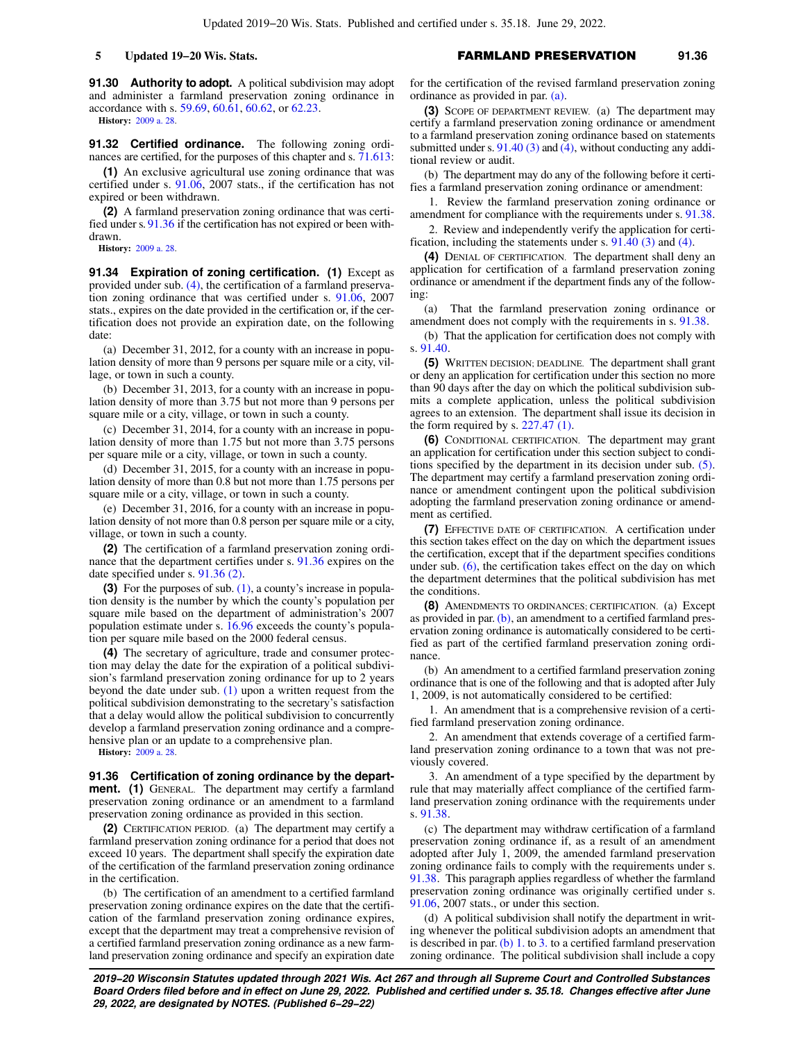**91.30 Authority to adopt.** A political subdivision may adopt and administer a farmland preservation zoning ordinance in accordance with s. 59.69, 60.61, 60.62, or 62.23.

**History:** 2009 a. 28.

**91.32 Certified ordinance.** The following zoning ordinances are certified, for the purposes of this chapter and s. 71.613:

**(1)** An exclusive agricultural use zoning ordinance that was certified under s. 91.06, 2007 stats., if the certification has not expired or been withdrawn.

**(2)** A farmland preservation zoning ordinance that was certified under s. 91.36 if the certification has not expired or been withdrawn.

**History:** 2009 a. 28.

**91.34 Expiration of zoning certification. (1)** Except as provided under sub. (4), the certification of a farmland preservation zoning ordinance that was certified under s. 91.06, 2007 stats., expires on the date provided in the certification or, if the certification does not provide an expiration date, on the following date:

(a) December 31, 2012, for a county with an increase in population density of more than 9 persons per square mile or a city, village, or town in such a county.

(b) December 31, 2013, for a county with an increase in population density of more than 3.75 but not more than 9 persons per square mile or a city, village, or town in such a county.

(c) December 31, 2014, for a county with an increase in population density of more than 1.75 but not more than 3.75 persons per square mile or a city, village, or town in such a county.

(d) December 31, 2015, for a county with an increase in population density of more than 0.8 but not more than 1.75 persons per square mile or a city, village, or town in such a county.

(e) December 31, 2016, for a county with an increase in population density of not more than 0.8 person per square mile or a city, village, or town in such a county.

**(2)** The certification of a farmland preservation zoning ordinance that the department certifies under s. 91.36 expires on the date specified under s. 91.36 (2).

**(3)** For the purposes of sub. (1), a county's increase in population density is the number by which the county's population per square mile based on the department of administration's 2007 population estimate under s. 16.96 exceeds the county's population per square mile based on the 2000 federal census.

**(4)** The secretary of agriculture, trade and consumer protection may delay the date for the expiration of a political subdivision's farmland preservation zoning ordinance for up to 2 years beyond the date under sub. (1) upon a written request from the political subdivision demonstrating to the secretary's satisfaction that a delay would allow the political subdivision to concurrently develop a farmland preservation zoning ordinance and a comprehensive plan or an update to a comprehensive plan.

**History:** 2009 a. 28.

**91.36 Certification of zoning ordinance by the department. (1)** GENERAL. The department may certify a farmland preservation zoning ordinance or an amendment to a farmland preservation zoning ordinance as provided in this section.

**(2)** CERTIFICATION PERIOD. (a) The department may certify a farmland preservation zoning ordinance for a period that does not exceed 10 years. The department shall specify the expiration date of the certification of the farmland preservation zoning ordinance in the certification.

(b) The certification of an amendment to a certified farmland preservation zoning ordinance expires on the date that the certification of the farmland preservation zoning ordinance expires, except that the department may treat a comprehensive revision of a certified farmland preservation zoning ordinance as a new farmland preservation zoning ordinance and specify an expiration date for the certification of the revised farmland preservation zoning ordinance as provided in par. (a).

**(3)** SCOPE OF DEPARTMENT REVIEW. (a) The department may certify a farmland preservation zoning ordinance or amendment to a farmland preservation zoning ordinance based on statements submitted under s. 91.40 (3) and (4), without conducting any additional review or audit.

(b) The department may do any of the following before it certifies a farmland preservation zoning ordinance or amendment:

1. Review the farmland preservation zoning ordinance or amendment for compliance with the requirements under s. 91.38.

2. Review and independently verify the application for certification, including the statements under s. 91.40 (3) and (4).

**(4)** DENIAL OF CERTIFICATION. The department shall deny an application for certification of a farmland preservation zoning ordinance or amendment if the department finds any of the following:

(a) That the farmland preservation zoning ordinance or amendment does not comply with the requirements in s. 91.38.

(b) That the application for certification does not comply with s. 91.40.

**(5)** WRITTEN DECISION; DEADLINE. The department shall grant or deny an application for certification under this section no more than 90 days after the day on which the political subdivision submits a complete application, unless the political subdivision agrees to an extension. The department shall issue its decision in the form required by s. 227.47 (1).

**(6)** CONDITIONAL CERTIFICATION. The department may grant an application for certification under this section subject to conditions specified by the department in its decision under sub. (5). The department may certify a farmland preservation zoning ordinance or amendment contingent upon the political subdivision adopting the farmland preservation zoning ordinance or amendment as certified.

**(7)** EFFECTIVE DATE OF CERTIFICATION. A certification under this section takes effect on the day on which the department issues the certification, except that if the department specifies conditions under sub. (6), the certification takes effect on the day on which the department determines that the political subdivision has met the conditions.

**(8)** AMENDMENTS TO ORDINANCES; CERTIFICATION. (a) Except as provided in par. (b), an amendment to a certified farmland preservation zoning ordinance is automatically considered to be certified as part of the certified farmland preservation zoning ordinance.

(b) An amendment to a certified farmland preservation zoning ordinance that is one of the following and that is adopted after July 1, 2009, is not automatically considered to be certified:

1. An amendment that is a comprehensive revision of a certified farmland preservation zoning ordinance.

2. An amendment that extends coverage of a certified farmland preservation zoning ordinance to a town that was not previously covered.

3. An amendment of a type specified by the department by rule that may materially affect compliance of the certified farmland preservation zoning ordinance with the requirements under s. 91.38.

(c) The department may withdraw certification of a farmland preservation zoning ordinance if, as a result of an amendment adopted after July 1, 2009, the amended farmland preservation zoning ordinance fails to comply with the requirements under s. 91.38. This paragraph applies regardless of whether the farmland preservation zoning ordinance was originally certified under s. 91.06, 2007 stats., or under this section.

(d) A political subdivision shall notify the department in writing whenever the political subdivision adopts an amendment that is described in par. (b) 1. to 3. to a certified farmland preservation zoning ordinance. The political subdivision shall include a copy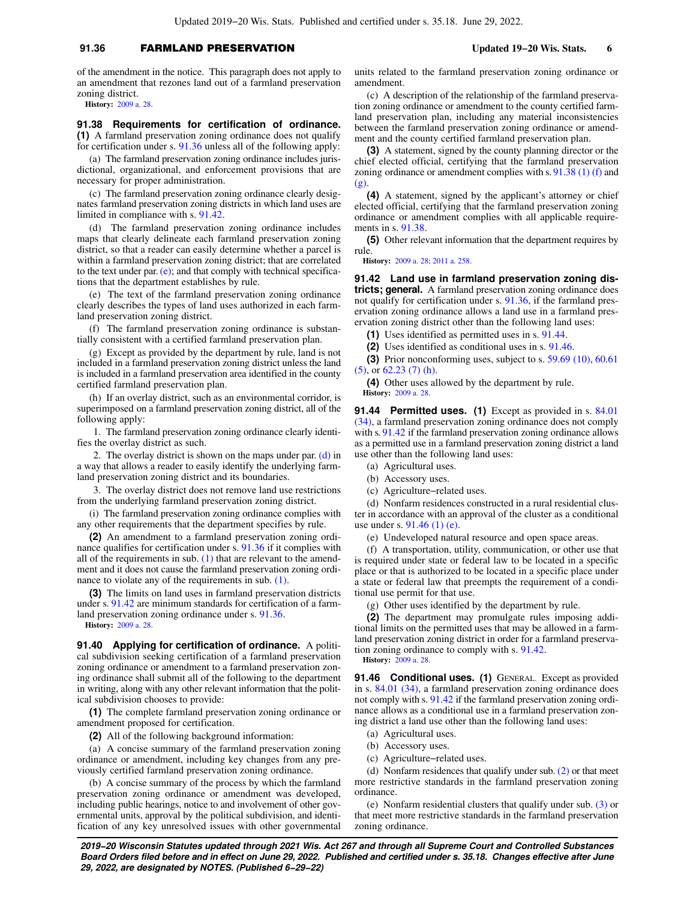of the amendment in the notice. This paragraph does not apply to an amendment that rezones land out of a farmland preservation zoning district.

**History:** 2009 a. 28.

**91.38 Requirements for certification of ordinance. (1)** A farmland preservation zoning ordinance does not qualify for certification under s. 91.36 unless all of the following apply:

(a) The farmland preservation zoning ordinance includes jurisdictional, organizational, and enforcement provisions that are necessary for proper administration.

(c) The farmland preservation zoning ordinance clearly designates farmland preservation zoning districts in which land uses are limited in compliance with s. 91.42.

(d) The farmland preservation zoning ordinance includes maps that clearly delineate each farmland preservation zoning district, so that a reader can easily determine whether a parcel is within a farmland preservation zoning district; that are correlated to the text under par. (e); and that comply with technical specifications that the department establishes by rule.

(e) The text of the farmland preservation zoning ordinance clearly describes the types of land uses authorized in each farmland preservation zoning district.

(f) The farmland preservation zoning ordinance is substantially consistent with a certified farmland preservation plan.

(g) Except as provided by the department by rule, land is not included in a farmland preservation zoning district unless the land is included in a farmland preservation area identified in the county certified farmland preservation plan.

(h) If an overlay district, such as an environmental corridor, is superimposed on a farmland preservation zoning district, all of the following apply:

1. The farmland preservation zoning ordinance clearly identifies the overlay district as such.

2. The overlay district is shown on the maps under par. (d) in a way that allows a reader to easily identify the underlying farmland preservation zoning district and its boundaries.

3. The overlay district does not remove land use restrictions from the underlying farmland preservation zoning district.

(i) The farmland preservation zoning ordinance complies with any other requirements that the department specifies by rule.

**(2)** An amendment to a farmland preservation zoning ordinance qualifies for certification under s. 91.36 if it complies with all of the requirements in sub. (1) that are relevant to the amendment and it does not cause the farmland preservation zoning ordinance to violate any of the requirements in sub. (1).

**(3)** The limits on land uses in farmland preservation districts under s. 91.42 are minimum standards for certification of a farmland preservation zoning ordinance under s. 91.36.

**History:** 2009 a. 28.

**91.40 Applying for certification of ordinance.** A political subdivision seeking certification of a farmland preservation zoning ordinance or amendment to a farmland preservation zoning ordinance shall submit all of the following to the department in writing, along with any other relevant information that the political subdivision chooses to provide:

**(1)** The complete farmland preservation zoning ordinance or amendment proposed for certification.

**(2)** All of the following background information:

(a) A concise summary of the farmland preservation zoning ordinance or amendment, including key changes from any previously certified farmland preservation zoning ordinance.

(b) A concise summary of the process by which the farmland preservation zoning ordinance or amendment was developed, including public hearings, notice to and involvement of other governmental units, approval by the political subdivision, and identification of any key unresolved issues with other governmental units related to the farmland preservation zoning ordinance or amendment.

(c) A description of the relationship of the farmland preservation zoning ordinance or amendment to the county certified farmland preservation plan, including any material inconsistencies between the farmland preservation zoning ordinance or amendment and the county certified farmland preservation plan.

**(3)** A statement, signed by the county planning director or the chief elected official, certifying that the farmland preservation zoning ordinance or amendment complies with s. 91.38 (1) (f) and (g).

**(4)** A statement, signed by the applicant's attorney or chief elected official, certifying that the farmland preservation zoning ordinance or amendment complies with all applicable requirements in s. 91.38.

**(5)** Other relevant information that the department requires by rule.

**History:** 2009 a. 28; 2011 a. 258.

**91.42 Land use in farmland preservation zoning districts; general.** A farmland preservation zoning ordinance does not qualify for certification under s. 91.36, if the farmland preservation zoning ordinance allows a land use in a farmland preservation zoning district other than the following land uses:

**(1)** Uses identified as permitted uses in s. 91.44.

**(2)** Uses identified as conditional uses in s. 91.46.

**(3)** Prior nonconforming uses, subject to s. 59.69 (10), 60.61 (5), or 62.23 (7) (h).

**(4)** Other uses allowed by the department by rule.

**History:** 2009 a. 28.

**91.44 Permitted uses. (1)** Except as provided in s. 84.01 (34), a farmland preservation zoning ordinance does not comply with s. 91.42 if the farmland preservation zoning ordinance allows as a permitted use in a farmland preservation zoning district a land use other than the following land uses:

(a) Agricultural uses.

(b) Accessory uses.

(c) Agriculture-related uses.

(d) Nonfarm residences constructed in a rural residential cluster in accordance with an approval of the cluster as a conditional use under s. 91.46 (1) (e).

(e) Undeveloped natural resource and open space areas.

(f) A transportation, utility, communication, or other use that is required under state or federal law to be located in a specific place or that is authorized to be located in a specific place under a state or federal law that preempts the requirement of a conditional use permit for that use.

(g) Other uses identified by the department by rule.

**(2)** The department may promulgate rules imposing additional limits on the permitted uses that may be allowed in a farmland preservation zoning district in order for a farmland preservation zoning ordinance to comply with s. 91.42.

**History:** 2009 a. 28.

**91.46 Conditional uses. (1)** GENERAL. Except as provided in s. 84.01 (34), a farmland preservation zoning ordinance does not comply with s. 91.42 if the farmland preservation zoning ordinance allows as a conditional use in a farmland preservation zoning district a land use other than the following land uses:

(a) Agricultural uses.

(b) Accessory uses.

(c) Agriculture-related uses.

(d) Nonfarm residences that qualify under sub. (2) or that meet more restrictive standards in the farmland preservation zoning ordinance.

(e) Nonfarm residential clusters that qualify under sub. (3) or that meet more restrictive standards in the farmland preservation zoning ordinance.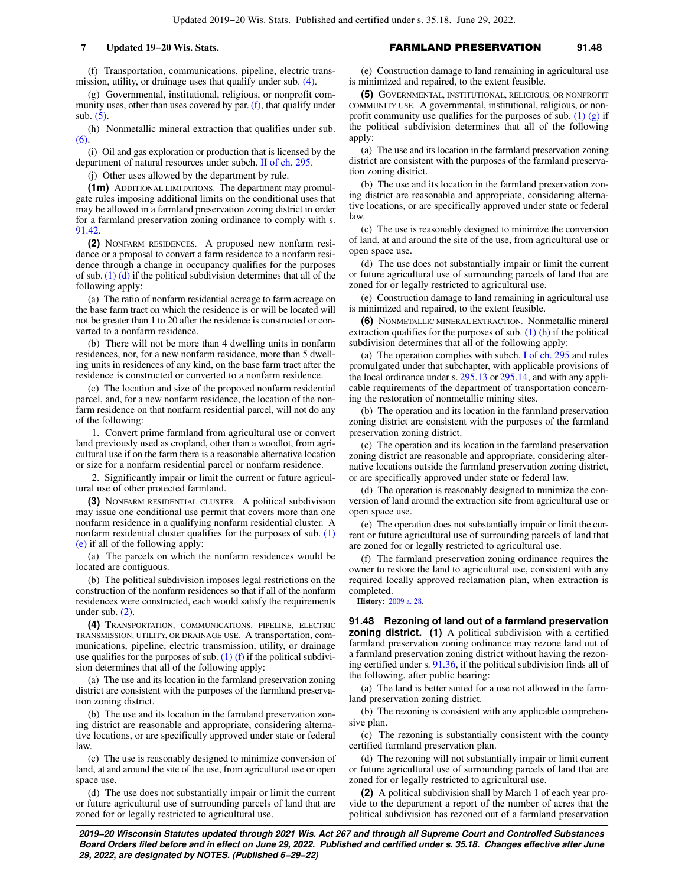(f) Transportation, communications, pipeline, electric transmission, utility, or drainage uses that qualify under sub. (4).

(g) Governmental, institutional, religious, or nonprofit community uses, other than uses covered by par. (f), that qualify under sub. (5).

(h) Nonmetallic mineral extraction that qualifies under sub. (6).

(i) Oil and gas exploration or production that is licensed by the department of natural resources under subch. II of ch. 295.

(j) Other uses allowed by the department by rule.

**(1m)** ADDITIONAL LIMITATIONS. The department may promulgate rules imposing additional limits on the conditional uses that may be allowed in a farmland preservation zoning district in order for a farmland preservation zoning ordinance to comply with s. 91.42.

**(2)** NONFARM RESIDENCES. A proposed new nonfarm residence or a proposal to convert a farm residence to a nonfarm residence through a change in occupancy qualifies for the purposes of sub. (1) (d) if the political subdivision determines that all of the following apply:

(a) The ratio of nonfarm residential acreage to farm acreage on the base farm tract on which the residence is or will be located will not be greater than 1 to 20 after the residence is constructed or converted to a nonfarm residence.

(b) There will not be more than 4 dwelling units in nonfarm residences, nor, for a new nonfarm residence, more than 5 dwelling units in residences of any kind, on the base farm tract after the residence is constructed or converted to a nonfarm residence.

(c) The location and size of the proposed nonfarm residential parcel, and, for a new nonfarm residence, the location of the nonfarm residence on that nonfarm residential parcel, will not do any of the following:

1. Convert prime farmland from agricultural use or convert land previously used as cropland, other than a woodlot, from agricultural use if on the farm there is a reasonable alternative location or size for a nonfarm residential parcel or nonfarm residence.

2. Significantly impair or limit the current or future agricultural use of other protected farmland.

**(3)** NONFARM RESIDENTIAL CLUSTER. A political subdivision may issue one conditional use permit that covers more than one nonfarm residence in a qualifying nonfarm residential cluster. A nonfarm residential cluster qualifies for the purposes of sub. (1) (e) if all of the following apply:

(a) The parcels on which the nonfarm residences would be located are contiguous.

(b) The political subdivision imposes legal restrictions on the construction of the nonfarm residences so that if all of the nonfarm residences were constructed, each would satisfy the requirements under sub. (2).

**(4)** TRANSPORTATION, COMMUNICATIONS, PIPELINE, ELECTRIC TRANSMISSION, UTILITY, OR DRAINAGE USE. A transportation, communications, pipeline, electric transmission, utility, or drainage use qualifies for the purposes of sub. (1) (f) if the political subdivision determines that all of the following apply:

(a) The use and its location in the farmland preservation zoning district are consistent with the purposes of the farmland preservation zoning district.

(b) The use and its location in the farmland preservation zoning district are reasonable and appropriate, considering alternative locations, or are specifically approved under state or federal law.

(c) The use is reasonably designed to minimize conversion of land, at and around the site of the use, from agricultural use or open space use.

(d) The use does not substantially impair or limit the current or future agricultural use of surrounding parcels of land that are zoned for or legally restricted to agricultural use.

(e) Construction damage to land remaining in agricultural use is minimized and repaired, to the extent feasible.

**(5)** GOVERNMENTAL, INSTITUTIONAL, RELIGIOUS, OR NONPROFIT COMMUNITY USE. A governmental, institutional, religious, or nonprofit community use qualifies for the purposes of sub. (1) (g) if the political subdivision determines that all of the following apply:

(a) The use and its location in the farmland preservation zoning district are consistent with the purposes of the farmland preservation zoning district.

(b) The use and its location in the farmland preservation zoning district are reasonable and appropriate, considering alternative locations, or are specifically approved under state or federal law.

(c) The use is reasonably designed to minimize the conversion of land, at and around the site of the use, from agricultural use or open space use.

(d) The use does not substantially impair or limit the current or future agricultural use of surrounding parcels of land that are zoned for or legally restricted to agricultural use.

(e) Construction damage to land remaining in agricultural use is minimized and repaired, to the extent feasible.

**(6)** NONMETALLIC MINERAL EXTRACTION. Nonmetallic mineral extraction qualifies for the purposes of sub. (1) (h) if the political subdivision determines that all of the following apply:

(a) The operation complies with subch. I of ch. 295 and rules promulgated under that subchapter, with applicable provisions of the local ordinance under s. 295.13 or 295.14, and with any applicable requirements of the department of transportation concerning the restoration of nonmetallic mining sites.

(b) The operation and its location in the farmland preservation zoning district are consistent with the purposes of the farmland preservation zoning district.

(c) The operation and its location in the farmland preservation zoning district are reasonable and appropriate, considering alternative locations outside the farmland preservation zoning district, or are specifically approved under state or federal law.

(d) The operation is reasonably designed to minimize the conversion of land around the extraction site from agricultural use or open space use.

(e) The operation does not substantially impair or limit the current or future agricultural use of surrounding parcels of land that are zoned for or legally restricted to agricultural use.

(f) The farmland preservation zoning ordinance requires the owner to restore the land to agricultural use, consistent with any required locally approved reclamation plan, when extraction is completed.

**History:** 2009 a. 28.

**91.48 Rezoning of land out of a farmland preservation zoning district. (1)** A political subdivision with a certified farmland preservation zoning ordinance may rezone land out of a farmland preservation zoning district without having the rezoning certified under s. 91.36, if the political subdivision finds all of the following, after public hearing:

(a) The land is better suited for a use not allowed in the farmland preservation zoning district.

(b) The rezoning is consistent with any applicable comprehensive plan.

(c) The rezoning is substantially consistent with the county certified farmland preservation plan.

(d) The rezoning will not substantially impair or limit current or future agricultural use of surrounding parcels of land that are zoned for or legally restricted to agricultural use.

**(2)** A political subdivision shall by March 1 of each year provide to the department a report of the number of acres that the political subdivision has rezoned out of a farmland preservation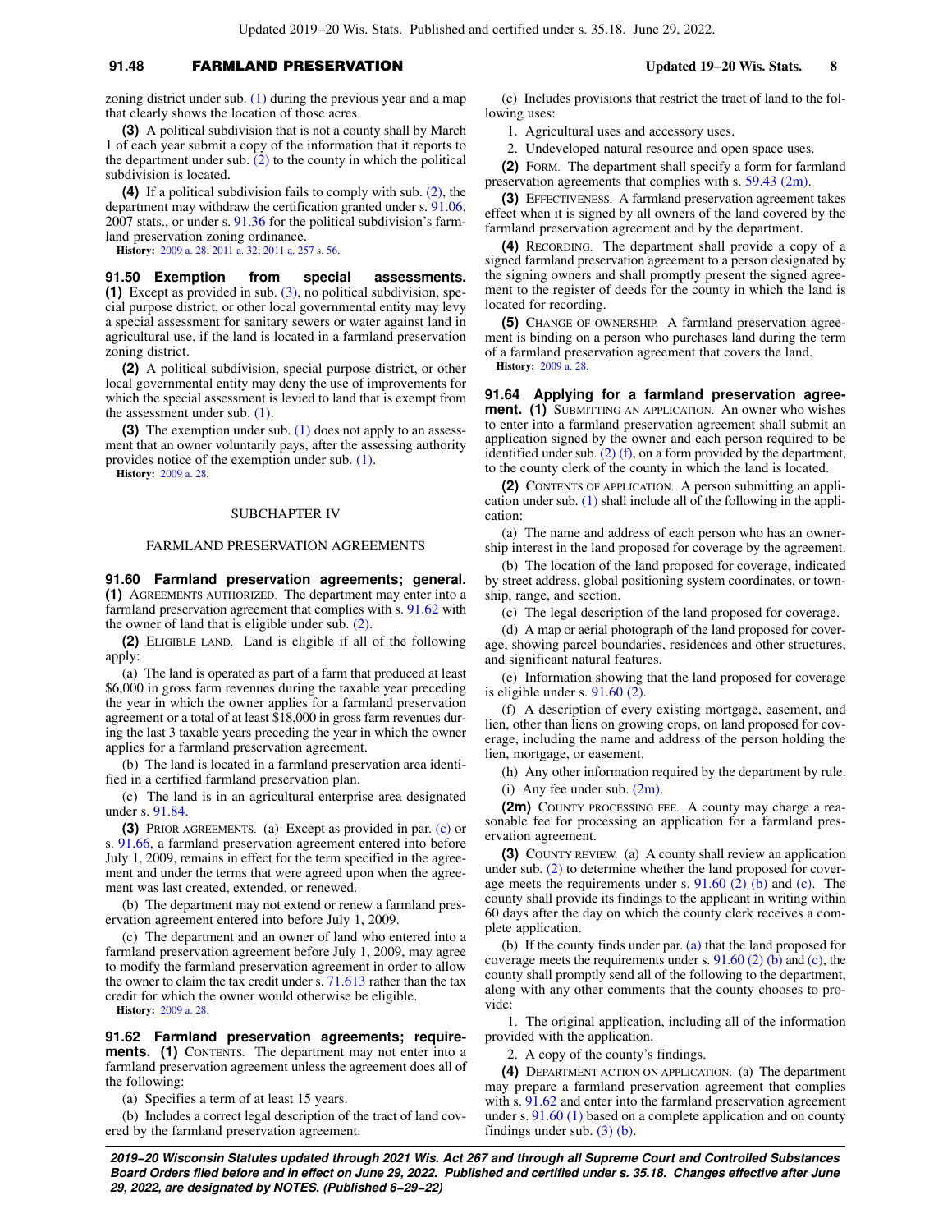zoning district under sub. (1) during the previous year and a map that clearly shows the location of those acres.

**(3)** A political subdivision that is not a county shall by March 1 of each year submit a copy of the information that it reports to the department under sub. (2) to the county in which the political subdivision is located.

**(4)** If a political subdivision fails to comply with sub. (2), the department may withdraw the certification granted under s. 91.06, 2007 stats., or under s. 91.36 for the political subdivision's farmland preservation zoning ordinance.

**History:** 2009 a. 28; 2011 a. 32; 2011 a. 257 s. 56.

**91.50 Exemption from special assessments.** **(1)** Except as provided in sub. (3), no political subdivision, special purpose district, or other local governmental entity may levy a special assessment for sanitary sewers or water against land in agricultural use, if the land is located in a farmland preservation zoning district.

**(2)** A political subdivision, special purpose district, or other local governmental entity may deny the use of improvements for which the special assessment is levied to land that is exempt from the assessment under sub. (1).

**(3)** The exemption under sub. (1) does not apply to an assessment that an owner voluntarily pays, after the assessing authority provides notice of the exemption under sub. (1).

**History:** 2009 a. 28.

## SUBCHAPTER IV

## FARMLAND PRESERVATION AGREEMENTS

**91.60 Farmland preservation agreements; general.** **(1)** AGREEMENTS AUTHORIZED. The department may enter into a farmland preservation agreement that complies with s. 91.62 with the owner of land that is eligible under sub. (2).

**(2)** ELIGIBLE LAND. Land is eligible if all of the following apply:

(a) The land is operated as part of a farm that produced at least $6,000 in gross farm revenues during the taxable year preceding the year in which the owner applies for a farmland preservation agreement or a total of at least $18,000 in gross farm revenues during the last 3 taxable years preceding the year in which the owner applies for a farmland preservation agreement.

(b) The land is located in a farmland preservation area identified in a certified farmland preservation plan.

(c) The land is in an agricultural enterprise area designated under s. 91.84.

**(3)** PRIOR AGREEMENTS. (a) Except as provided in par. (c) or s. 91.66, a farmland preservation agreement entered into before July 1, 2009, remains in effect for the term specified in the agreement and under the terms that were agreed upon when the agreement was last created, extended, or renewed.

(b) The department may not extend or renew a farmland preservation agreement entered into before July 1, 2009.

(c) The department and an owner of land who entered into a farmland preservation agreement before July 1, 2009, may agree to modify the farmland preservation agreement in order to allow the owner to claim the tax credit under s. 71.613 rather than the tax credit for which the owner would otherwise be eligible.

**History:** 2009 a. 28.

**91.62 Farmland preservation agreements; requirements.** **(1)** CONTENTS. The department may not enter into a farmland preservation agreement unless the agreement does all of the following:

(a) Specifies a term of at least 15 years.

(b) Includes a correct legal description of the tract of land covered by the farmland preservation agreement.

(c) Includes provisions that restrict the tract of land to the following uses:

1. Agricultural uses and accessory uses.
2. Undeveloped natural resource and open space uses.

**(2)** FORM. The department shall specify a form for farmland preservation agreements that complies with s. 59.43 (2m).

**(3)** EFFECTIVENESS. A farmland preservation agreement takes effect when it is signed by all owners of the land covered by the farmland preservation agreement and by the department.

**(4)** RECORDING. The department shall provide a copy of a signed farmland preservation agreement to a person designated by the signing owners and shall promptly present the signed agreement to the register of deeds for the county in which the land is located for recording.

**(5)** CHANGE OF OWNERSHIP. A farmland preservation agreement is binding on a person who purchases land during the term of a farmland preservation agreement that covers the land.

**History:** 2009 a. 28.

**91.64 Applying for a farmland preservation agreement.** **(1)** SUBMITTING AN APPLICATION. An owner who wishes to enter into a farmland preservation agreement shall submit an application signed by the owner and each person required to be identified under sub. (2) (f), on a form provided by the department, to the county clerk of the county in which the land is located.

**(2)** CONTENTS OF APPLICATION. A person submitting an application under sub. (1) shall include all of the following in the application:

(a) The name and address of each person who has an ownership interest in the land proposed for coverage by the agreement.

(b) The location of the land proposed for coverage, indicated by street address, global positioning system coordinates, or township, range, and section.

(c) The legal description of the land proposed for coverage.

(d) A map or aerial photograph of the land proposed for coverage, showing parcel boundaries, residences and other structures, and significant natural features.

(e) Information showing that the land proposed for coverage is eligible under s. 91.60 (2).

(f) A description of every existing mortgage, easement, and lien, other than liens on growing crops, on land proposed for coverage, including the name and address of the person holding the lien, mortgage, or easement.

(h) Any other information required by the department by rule.

(i) Any fee under sub. (2m).

**(2m)** COUNTY PROCESSING FEE. A county may charge a reasonable fee for processing an application for a farmland preservation agreement.

**(3)** COUNTY REVIEW. (a) A county shall review an application under sub. (2) to determine whether the land proposed for coverage meets the requirements under s. 91.60 (2) (b) and (c). The county shall provide its findings to the applicant in writing within 60 days after the day on which the county clerk receives a complete application.

(b) If the county finds under par. (a) that the land proposed for coverage meets the requirements under s. 91.60 (2) (b) and (c), the county shall promptly send all of the following to the department, along with any other comments that the county chooses to provide:

1. The original application, including all of the information provided with the application.
2. A copy of the county's findings.

**(4)** DEPARTMENT ACTION ON APPLICATION. (a) The department may prepare a farmland preservation agreement that complies with s. 91.62 and enter into the farmland preservation agreement under s. 91.60 (1) based on a complete application and on county findings under sub. (3) (b).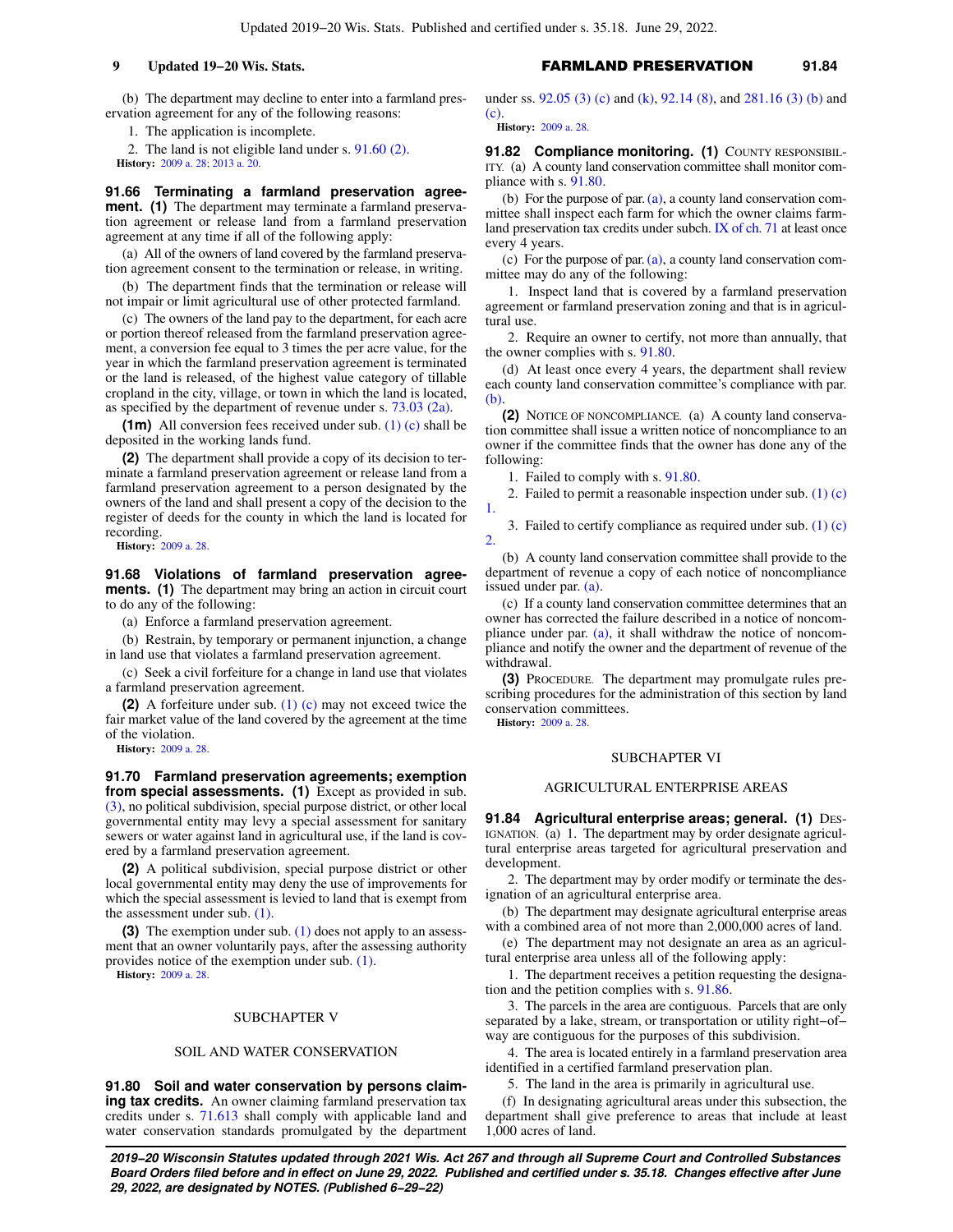(b) The department may decline to enter into a farmland preservation agreement for any of the following reasons:

1. The application is incomplete.

2. The land is not eligible land under s. 91.60 (2).

**History:** 2009 a. 28; 2013 a. 20.

**91.66 Terminating a farmland preservation agreement. (1)** The department may terminate a farmland preservation agreement or release land from a farmland preservation agreement at any time if all of the following apply:

(a) All of the owners of land covered by the farmland preservation agreement consent to the termination or release, in writing.

(b) The department finds that the termination or release will not impair or limit agricultural use of other protected farmland.

(c) The owners of the land pay to the department, for each acre or portion thereof released from the farmland preservation agreement, a conversion fee equal to 3 times the per acre value, for the year in which the farmland preservation agreement is terminated or the land is released, of the highest value category of tillable cropland in the city, village, or town in which the land is located, as specified by the department of revenue under s. 73.03 (2a).

**(1m)** All conversion fees received under sub. (1) (c) shall be deposited in the working lands fund.

**(2)** The department shall provide a copy of its decision to terminate a farmland preservation agreement or release land from a farmland preservation agreement to a person designated by the owners of the land and shall present a copy of the decision to the register of deeds for the county in which the land is located for recording.

**History:** 2009 a. 28.

**91.68 Violations of farmland preservation agreements. (1)** The department may bring an action in circuit court to do any of the following:

(a) Enforce a farmland preservation agreement.

(b) Restrain, by temporary or permanent injunction, a change in land use that violates a farmland preservation agreement.

(c) Seek a civil forfeiture for a change in land use that violates a farmland preservation agreement.

**(2)** A forfeiture under sub. (1) (c) may not exceed twice the fair market value of the land covered by the agreement at the time of the violation.

**History:** 2009 a. 28.

**91.70 Farmland preservation agreements; exemption from special assessments. (1)** Except as provided in sub. (3), no political subdivision, special purpose district, or other local governmental entity may levy a special assessment for sanitary sewers or water against land in agricultural use, if the land is covered by a farmland preservation agreement.

**(2)** A political subdivision, special purpose district or other local governmental entity may deny the use of improvements for which the special assessment is levied to land that is exempt from the assessment under sub. (1).

**(3)** The exemption under sub. (1) does not apply to an assessment that an owner voluntarily pays, after the assessing authority provides notice of the exemption under sub. (1).

**History:** 2009 a. 28.

## SUBCHAPTER V

## SOIL AND WATER CONSERVATION

**91.80 Soil and water conservation by persons claiming tax credits.** An owner claiming farmland preservation tax credits under s. 71.613 shall comply with applicable land and water conservation standards promulgated by the department under ss. 92.05 (3) (c) and (k), 92.14 (8), and 281.16 (3) (b) and (c).

**History:** 2009 a. 28.

**91.82 Compliance monitoring. (1)** COUNTY RESPONSIBILITY. (a) A county land conservation committee shall monitor compliance with s. 91.80.

(b) For the purpose of par. (a), a county land conservation committee shall inspect each farm for which the owner claims farmland preservation tax credits under subch. IX of ch. 71 at least once every 4 years.

(c) For the purpose of par. (a), a county land conservation committee may do any of the following:

1. Inspect land that is covered by a farmland preservation agreement or farmland preservation zoning and that is in agricultural use.

2. Require an owner to certify, not more than annually, that the owner complies with s. 91.80.

(d) At least once every 4 years, the department shall review each county land conservation committee's compliance with par. (b).

**(2)** NOTICE OF NONCOMPLIANCE. (a) A county land conservation committee shall issue a written notice of noncompliance to an owner if the committee finds that the owner has done any of the following:

1. Failed to comply with s. 91.80.

2. Failed to permit a reasonable inspection under sub. (1) (c) 1.

3. Failed to certify compliance as required under sub. (1) (c) 2.

(b) A county land conservation committee shall provide to the department of revenue a copy of each notice of noncompliance issued under par. (a).

(c) If a county land conservation committee determines that an owner has corrected the failure described in a notice of noncompliance under par. (a), it shall withdraw the notice of noncompliance and notify the owner and the department of revenue of the withdrawal.

**(3)** PROCEDURE. The department may promulgate rules prescribing procedures for the administration of this section by land conservation committees.

**History:** 2009 a. 28.

## SUBCHAPTER VI

## AGRICULTURAL ENTERPRISE AREAS

**91.84 Agricultural enterprise areas; general. (1)** DESIGNATION. (a) 1. The department may by order designate agricultural enterprise areas targeted for agricultural preservation and development.

2. The department may by order modify or terminate the designation of an agricultural enterprise area.

(b) The department may designate agricultural enterprise areas with a combined area of not more than 2,000,000 acres of land.

(e) The department may not designate an area as an agricultural enterprise area unless all of the following apply:

1. The department receives a petition requesting the designation and the petition complies with s. 91.86.

3. The parcels in the area are contiguous. Parcels that are only separated by a lake, stream, or transportation or utility right-of-way are contiguous for the purposes of this subdivision.

4. The area is located entirely in a farmland preservation area identified in a certified farmland preservation plan.

5. The land in the area is primarily in agricultural use.

(f) In designating agricultural areas under this subsection, the department shall give preference to areas that include at least 1,000 acres of land.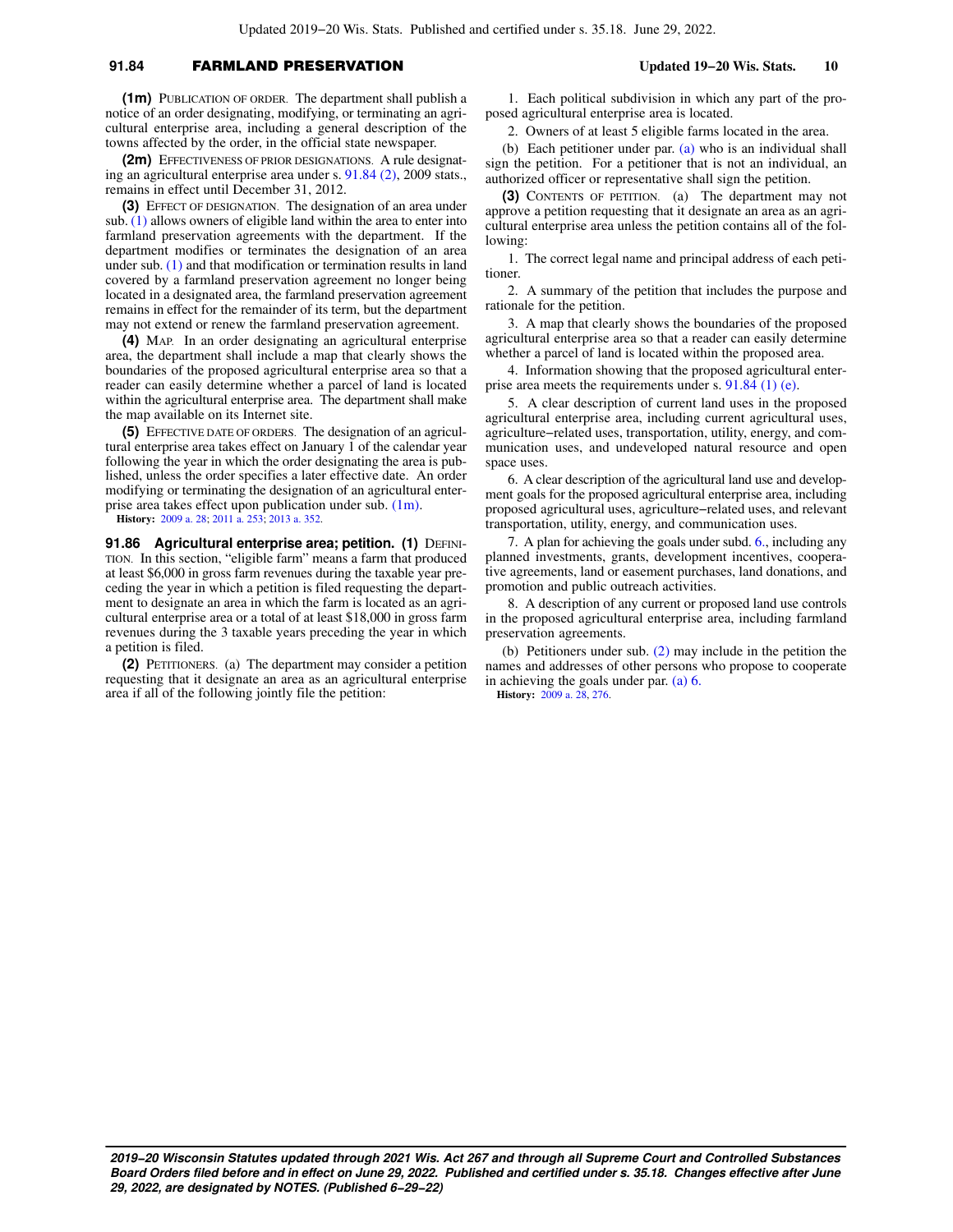**(1m)** PUBLICATION OF ORDER. The department shall publish a notice of an order designating, modifying, or terminating an agricultural enterprise area, including a general description of the towns affected by the order, in the official state newspaper.

**(2m)** EFFECTIVENESS OF PRIOR DESIGNATIONS. A rule designating an agricultural enterprise area under s. 91.84 (2), 2009 stats., remains in effect until December 31, 2012.

**(3)** EFFECT OF DESIGNATION. The designation of an area under sub. (1) allows owners of eligible land within the area to enter into farmland preservation agreements with the department. If the department modifies or terminates the designation of an area under sub. (1) and that modification or termination results in land covered by a farmland preservation agreement no longer being located in a designated area, the farmland preservation agreement remains in effect for the remainder of its term, but the department may not extend or renew the farmland preservation agreement.

**(4)** MAP. In an order designating an agricultural enterprise area, the department shall include a map that clearly shows the boundaries of the proposed agricultural enterprise area so that a reader can easily determine whether a parcel of land is located within the agricultural enterprise area. The department shall make the map available on its Internet site.

**(5)** EFFECTIVE DATE OF ORDERS. The designation of an agricultural enterprise area takes effect on January 1 of the calendar year following the year in which the order designating the area is published, unless the order specifies a later effective date. An order modifying or terminating the designation of an agricultural enterprise area takes effect upon publication under sub. (1m).

**History:** 2009 a. 28; 2011 a. 253; 2013 a. 352.

**91.86 Agricultural enterprise area; petition. (1)** DEFINITION. In this section, "eligible farm" means a farm that produced at least $6,000 in gross farm revenues during the taxable year preceding the year in which a petition is filed requesting the department to designate an area in which the farm is located as an agricultural enterprise area or a total of at least $18,000 in gross farm revenues during the 3 taxable years preceding the year in which a petition is filed.

**(2)** PETITIONERS. (a) The department may consider a petition requesting that it designate an area as an agricultural enterprise area if all of the following jointly file the petition:

1. Each political subdivision in which any part of the proposed agricultural enterprise area is located.

2. Owners of at least 5 eligible farms located in the area.

(b) Each petitioner under par. (a) who is an individual shall sign the petition. For a petitioner that is not an individual, an authorized officer or representative shall sign the petition.

**(3)** CONTENTS OF PETITION. (a) The department may not approve a petition requesting that it designate an area as an agricultural enterprise area unless the petition contains all of the following:

1. The correct legal name and principal address of each petitioner.

2. A summary of the petition that includes the purpose and rationale for the petition.

3. A map that clearly shows the boundaries of the proposed agricultural enterprise area so that a reader can easily determine whether a parcel of land is located within the proposed area.

4. Information showing that the proposed agricultural enterprise area meets the requirements under s. 91.84 (1) (e).

5. A clear description of current land uses in the proposed agricultural enterprise area, including current agricultural uses, agriculture–related uses, transportation, utility, energy, and communication uses, and undeveloped natural resource and open space uses.

6. A clear description of the agricultural land use and development goals for the proposed agricultural enterprise area, including proposed agricultural uses, agriculture–related uses, and relevant transportation, utility, energy, and communication uses.

7. A plan for achieving the goals under subd. 6., including any planned investments, grants, development incentives, cooperative agreements, land or easement purchases, land donations, and promotion and public outreach activities.

8. A description of any current or proposed land use controls in the proposed agricultural enterprise area, including farmland preservation agreements.

(b) Petitioners under sub. (2) may include in the petition the names and addresses of other persons who propose to cooperate in achieving the goals under par. (a) 6.

**History:** 2009 a. 28, 276.